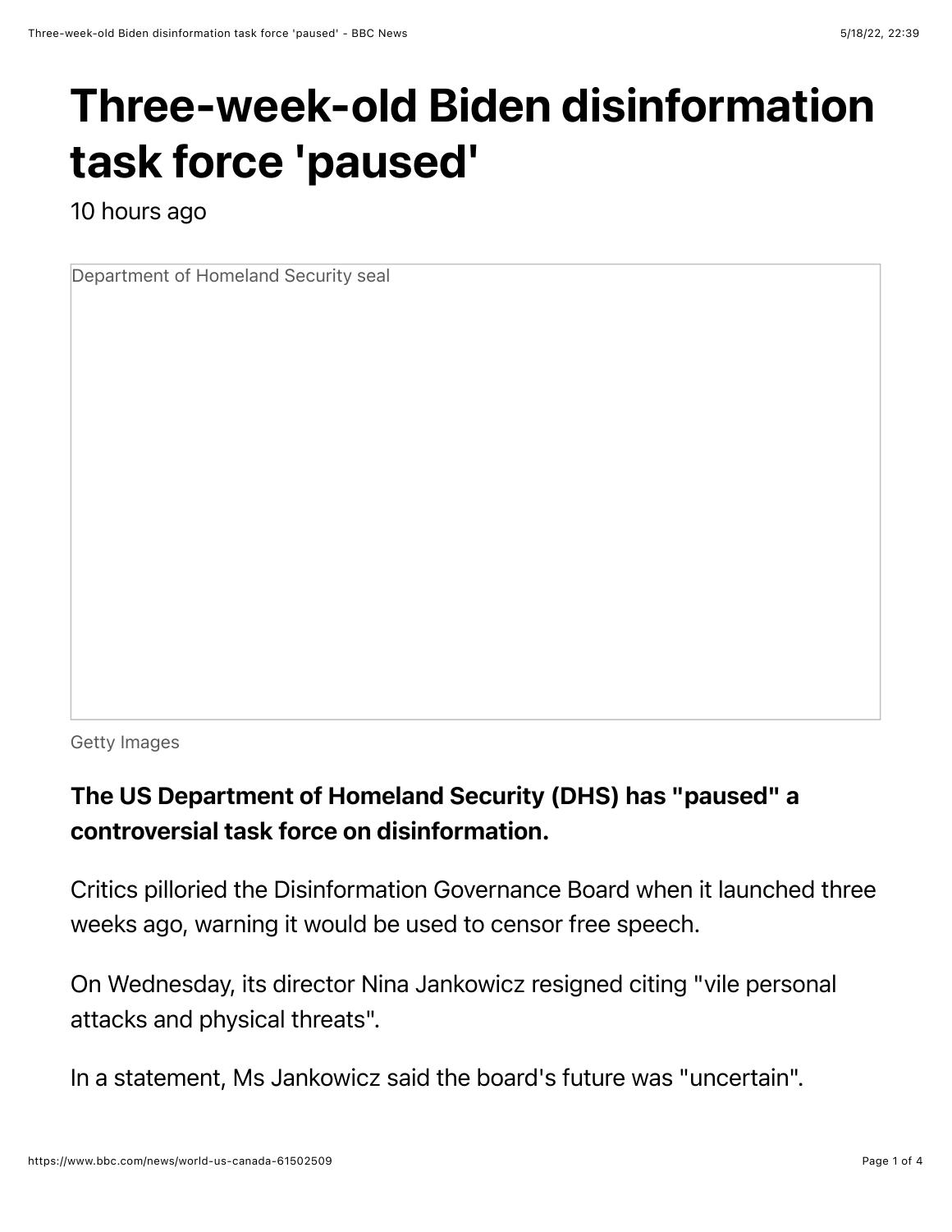# Three-week-old Biden disinformation task force 'paused'

10 hours ago

Department of Homeland Security seal

Getty Images

**The US Department of Homeland Security (DHS) has "paused" a controversial task force on disinformation.**

Critics pilloried the Disinformation Governance Board when it launched three weeks ago, warning it would be used to censor free speech.

On Wednesday, its director Nina Jankowicz resigned citing "vile personal attacks and physical threats".

In a statement, Ms Jankowicz said the board's future was "uncertain".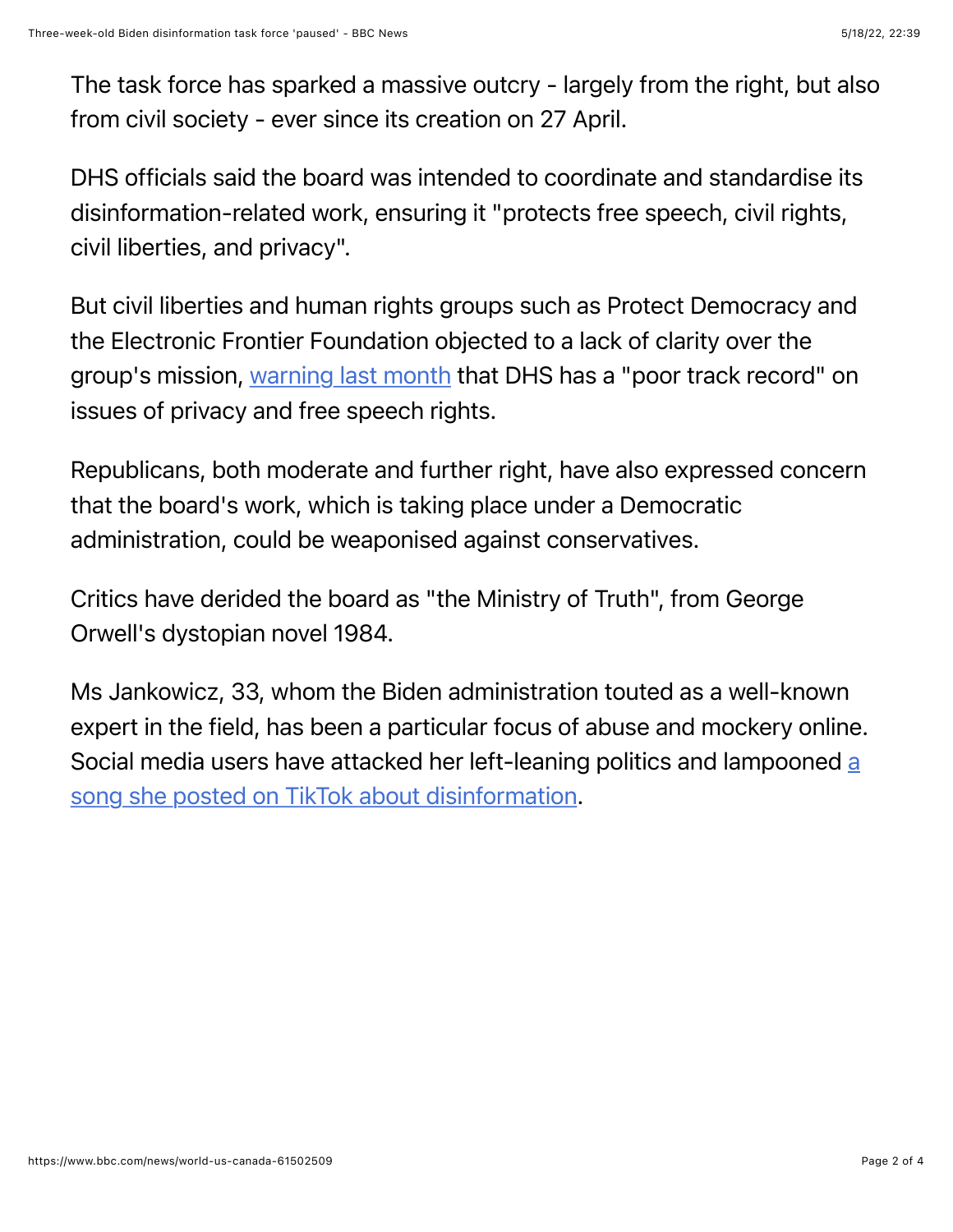The task force has sparked a massive outcry - largely from the right, but also from civil society - ever since its creation on 27 April.

DHS officials said the board was intended to coordinate and standardise its disinformation-related work, ensuring it "protects free speech, civil rights, civil liberties, and privacy".

But civil liberties and human rights groups such as Protect Democracy and the Electronic Frontier Foundation objected to a lack of clarity over the group's mission, warning last month that DHS has a "poor track record" on issues of privacy and free speech rights.

Republicans, both moderate and further right, have also expressed concern that the board's work, which is taking place under a Democratic administration, could be weaponised against conservatives.

Critics have derided the board as "the Ministry of Truth", from George Orwell's dystopian novel 1984.

Ms Jankowicz, 33, whom the Biden administration touted as a well-known expert in the field, has been a particular focus of abuse and mockery online. Social media users have attacked her left-leaning politics and lampooned a song she posted on TikTok about disinformation.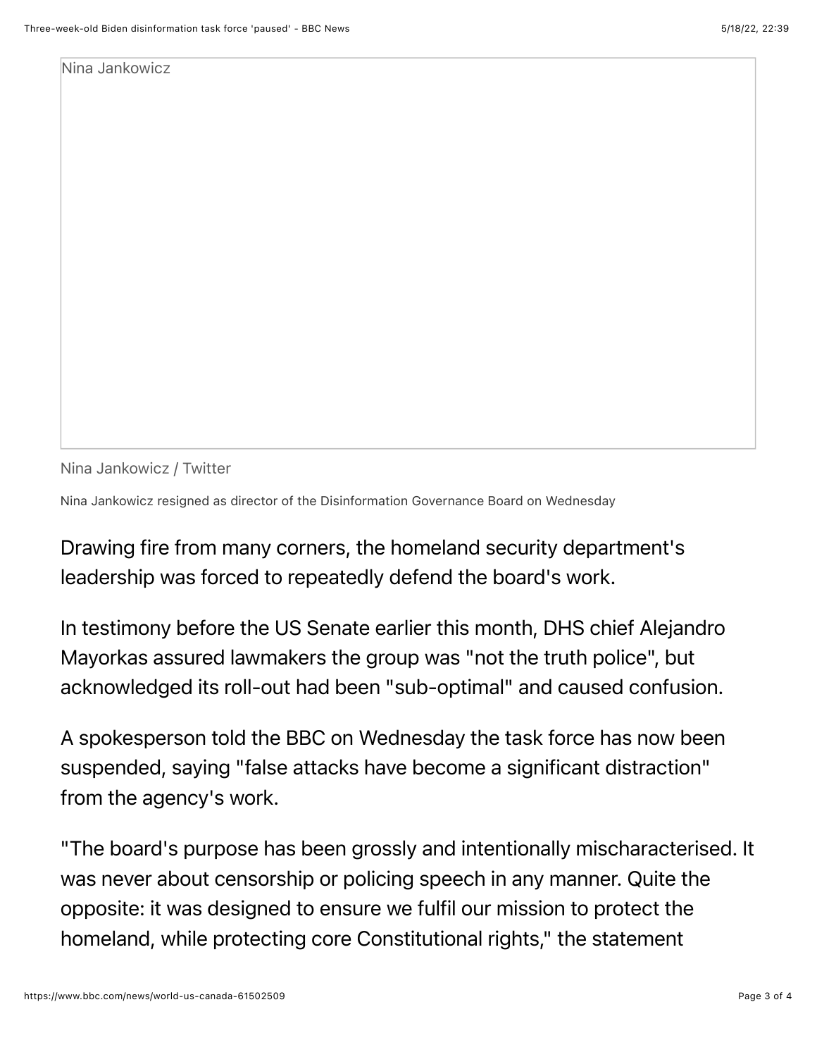Nina Jankowicz

Nina Jankowicz / Twitter

Nina Jankowicz resigned as director of the Disinformation Governance Board on Wednesday

Drawing fire from many corners, the homeland security department's leadership was forced to repeatedly defend the board's work.

In testimony before the US Senate earlier this month, DHS chief Alejandro Mayorkas assured lawmakers the group was "not the truth police", but acknowledged its roll-out had been "sub-optimal" and caused confusion.

A spokesperson told the BBC on Wednesday the task force has now been suspended, saying "false attacks have become a significant distraction" from the agency's work.

"The board's purpose has been grossly and intentionally mischaracterised. It was never about censorship or policing speech in any manner. Quite the opposite: it was designed to ensure we fulfil our mission to protect the homeland, while protecting core Constitutional rights," the statement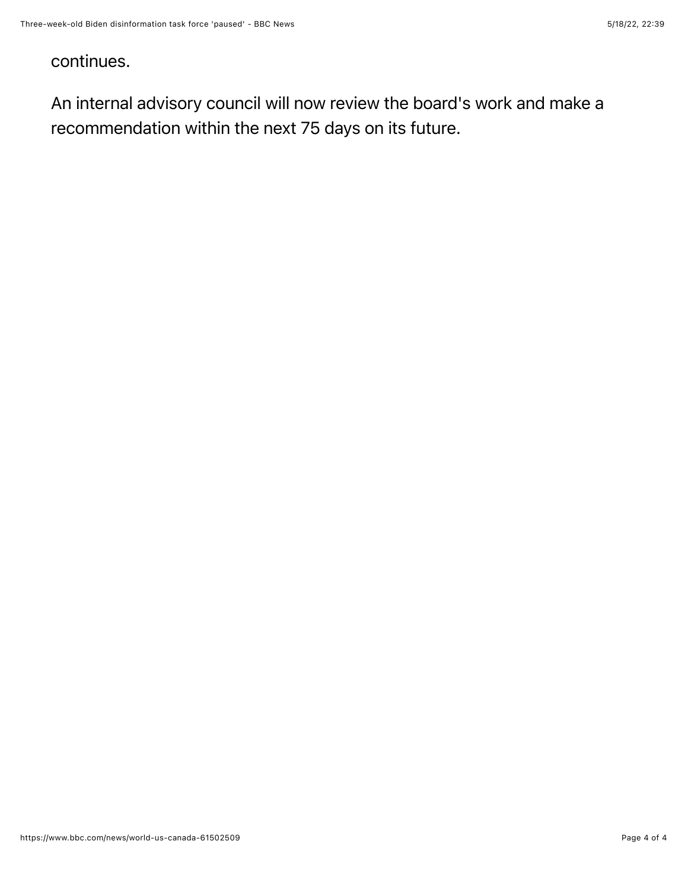continues.

An internal advisory council will now review the board's work and make a recommendation within the next 75 days on its future.